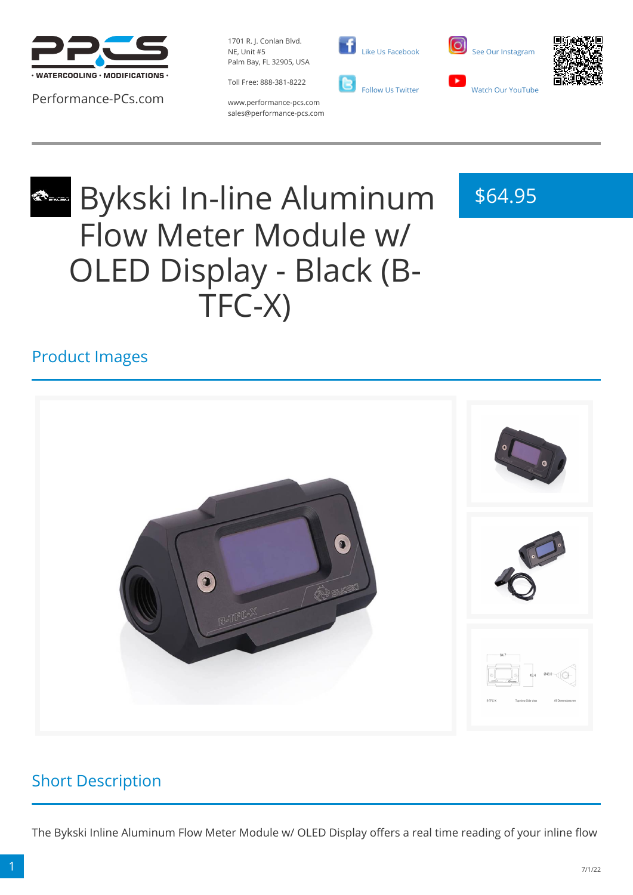Performance-PCs.com

1701 R. J. Conlan Blvd.
NE, Unit #5
Palm Bay, FL 32905, USA

Toll Free: 888-381-8222

www.performance-pcs.com
sales@performance-pcs.com

Like Us Facebook

Follow Us Twitter

See Our Instagram

Watch Our YouTube

# Bykski In-line Aluminum Flow Meter Module w/ OLED Display - Black (B-TFC-X)

$64.95

## Product Images

## Short Description

The Bykski Inline Aluminum Flow Meter Module w/ OLED Display offers a real time reading of your inline flow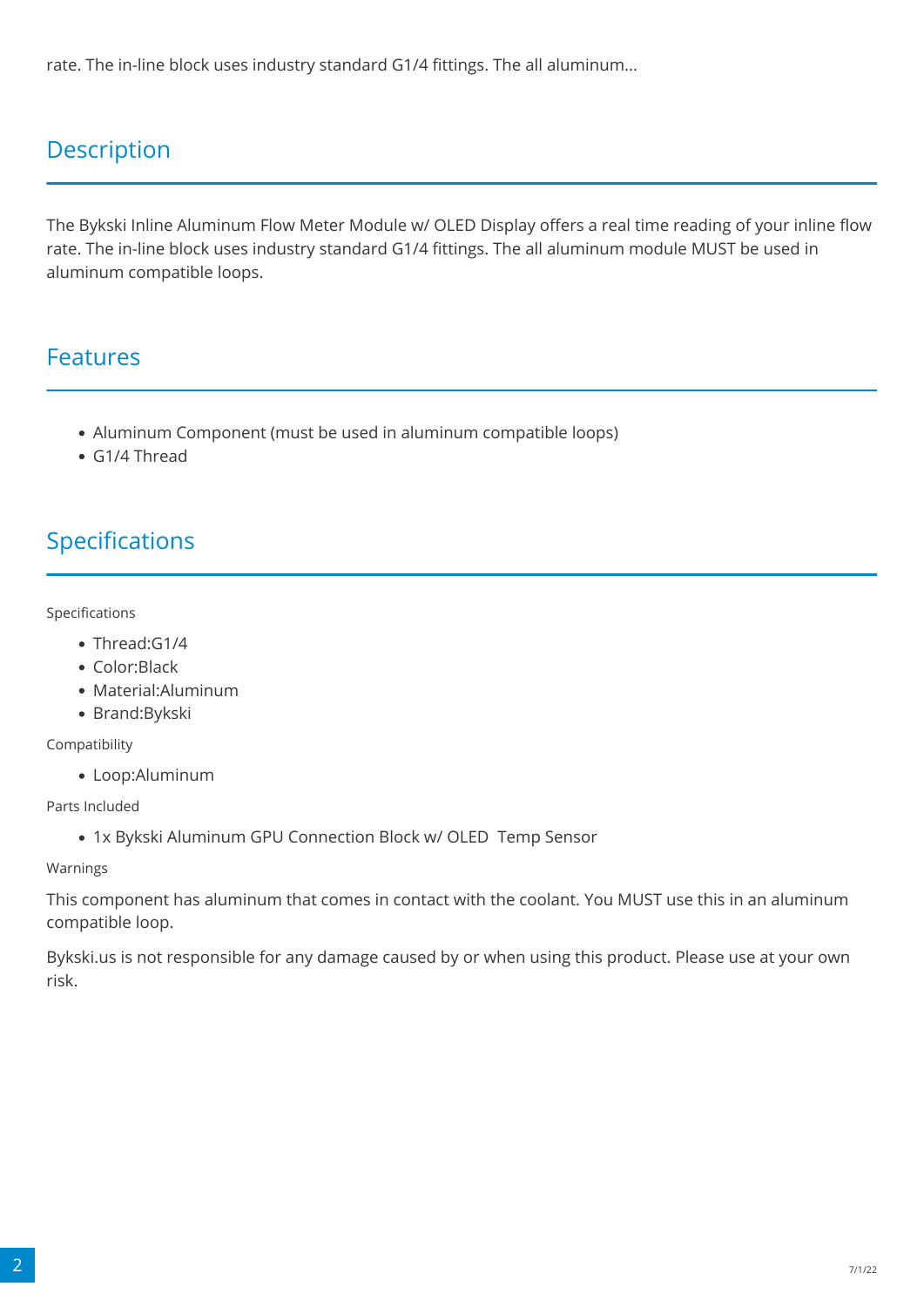rate. The in-line block uses industry standard G1/4 fittings. The all aluminum...

## Description

The Bykski Inline Aluminum Flow Meter Module w/ OLED Display offers a real time reading of your inline flow rate. The in-line block uses industry standard G1/4 fittings. The all aluminum module MUST be used in aluminum compatible loops.

## Features

- Aluminum Component (must be used in aluminum compatible loops)
- G1/4 Thread

## Specifications

Specifications

- Thread:G1/4
- Color:Black
- Material:Aluminum
- Brand:Bykski

Compatibility

- Loop:Aluminum

Parts Included

- 1x Bykski Aluminum GPU Connection Block w/ OLED  Temp Sensor

Warnings

This component has aluminum that comes in contact with the coolant. You MUST use this in an aluminum compatible loop.

Bykski.us is not responsible for any damage caused by or when using this product. Please use at your own risk.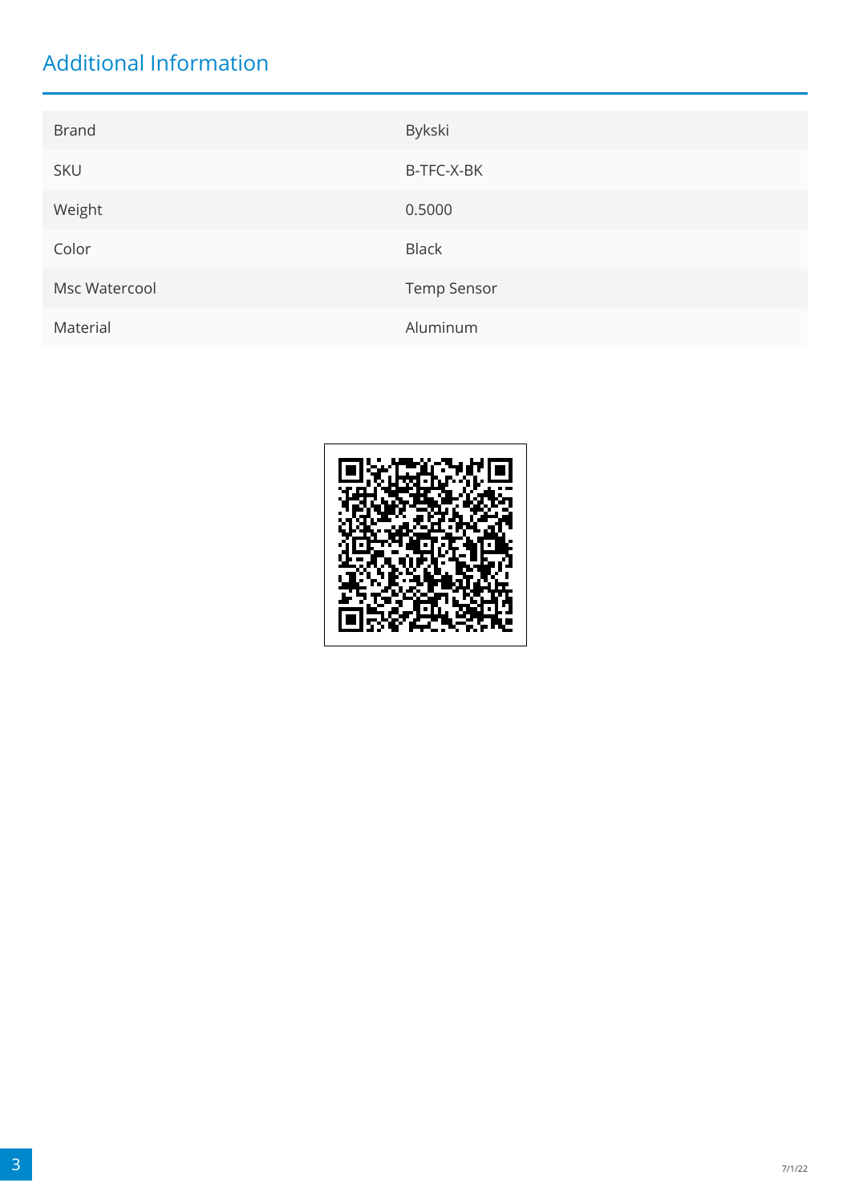## Additional Information

| | |
|---|---|
| Brand | Bykski |
| SKU | B-TFC-X-BK |
| Weight | 0.5000 |
| Color | Black |
| Msc Watercool | Temp Sensor |
| Material | Aluminum |